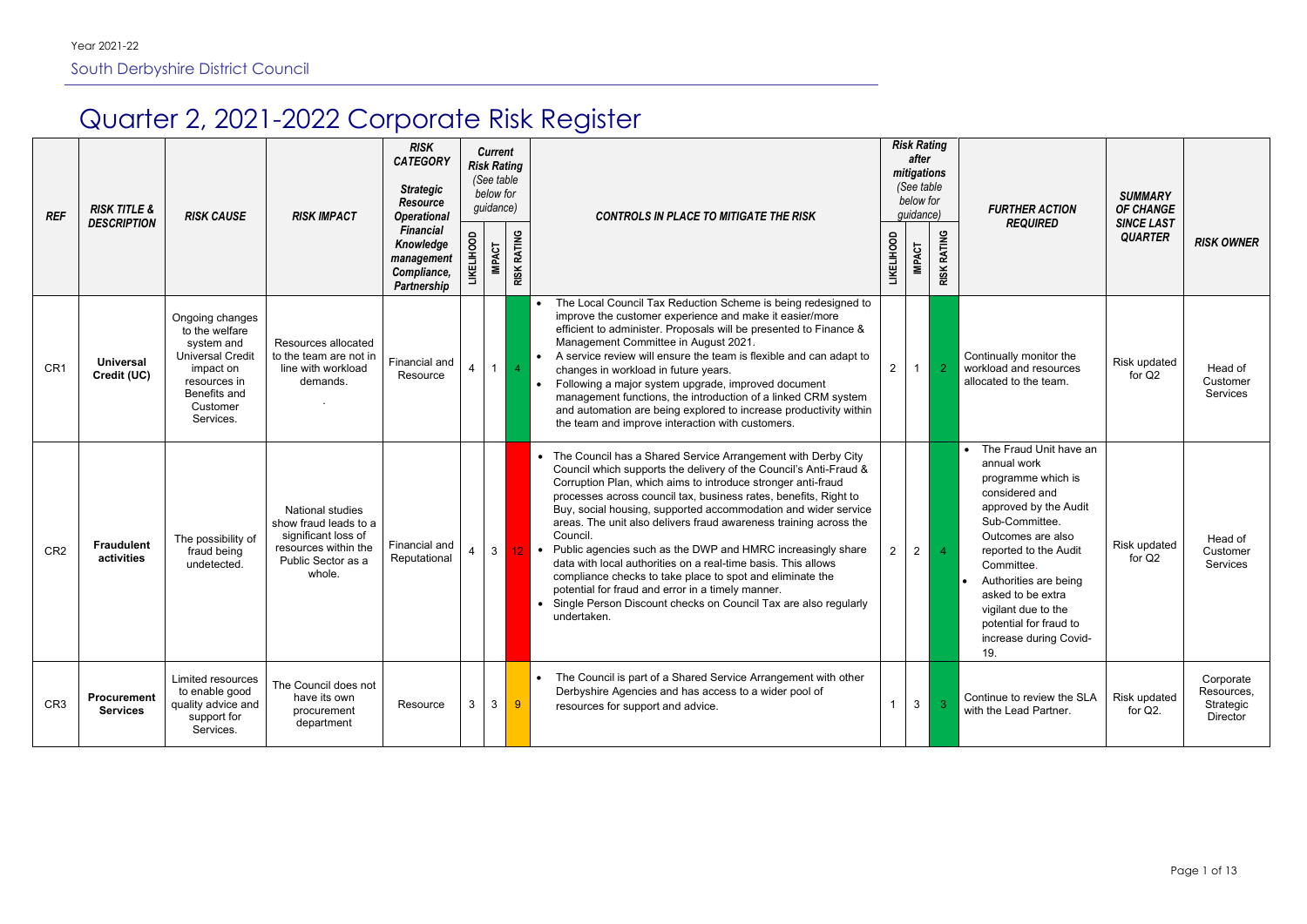Year 2021-22

South Derbyshire District Council

# Quarter 2, 2021-2022 Corporate Risk Register

| REF | RISK TITLE & DESCRIPTION | RISK CAUSE | RISK IMPACT | RISK CATEGORY Strategic Resource Operational Financial Knowledge management Compliance, Partnership | Current Risk Rating (See table below for guidance) | | | CONTROLS IN PLACE TO MITIGATE THE RISK | Risk Rating after mitigations (See table below for guidance) | | | FURTHER ACTION REQUIRED | SUMMARY OF CHANGE SINCE LAST QUARTER | RISK OWNER |
|---|---|---|---|---|---|---|---|---|---|---|---|---|---|---|
| | | | | | LIKELIHOOD | IMPACT | RISK RATING | | LIKELIHOOD | IMPACT | RISK RATING | | | |
| CR1 | **Universal Credit (UC)** | Ongoing changes to the welfare system and Universal Credit impact on resources in Benefits and Customer Services. | Resources allocated to the team are not in line with workload demands. . | Financial and Resource | 4 | 1 | 4 | • The Local Council Tax Reduction Scheme is being redesigned to improve the customer experience and make it easier/more efficient to administer. Proposals will be presented to Finance & Management Committee in August 2021. • A service review will ensure the team is flexible and can adapt to changes in workload in future years. • Following a major system upgrade, improved document management functions, the introduction of a linked CRM system and automation are being explored to increase productivity within the team and improve interaction with customers. | 2 | 1 | 2 | Continually monitor the workload and resources allocated to the team. | Risk updated for Q2 | Head of Customer Services |
| CR2 | **Fraudulent activities** | The possibility of fraud being undetected. | National studies show fraud leads to a significant loss of resources within the Public Sector as a whole. | Financial and Reputational | 4 | 3 | 12 | • The Council has a Shared Service Arrangement with Derby City Council which supports the delivery of the Council's Anti-Fraud & Corruption Plan, which aims to introduce stronger anti-fraud processes across council tax, business rates, benefits, Right to Buy, social housing, supported accommodation and wider service areas. The unit also delivers fraud awareness training across the Council. • Public agencies such as the DWP and HMRC increasingly share data with local authorities on a real-time basis. This allows compliance checks to take place to spot and eliminate the potential for fraud and error in a timely manner. • Single Person Discount checks on Council Tax are also regularly undertaken. | 2 | 2 | 4 | • The Fraud Unit have an annual work programme which is considered and approved by the Audit Sub-Committee. Outcomes are also reported to the Audit Committee. • Authorities are being asked to be extra vigilant due to the potential for fraud to increase during Covid-19. | Risk updated for Q2 | Head of Customer Services |
| CR3 | **Procurement Services** | Limited resources to enable good quality advice and support for Services. | The Council does not have its own procurement department | Resource | 3 | 3 | 9 | • The Council is part of a Shared Service Arrangement with other Derbyshire Agencies and has access to a wider pool of resources for support and advice. | 1 | 3 | 3 | Continue to review the SLA with the Lead Partner. | Risk updated for Q2. | Corporate Resources, Strategic Director |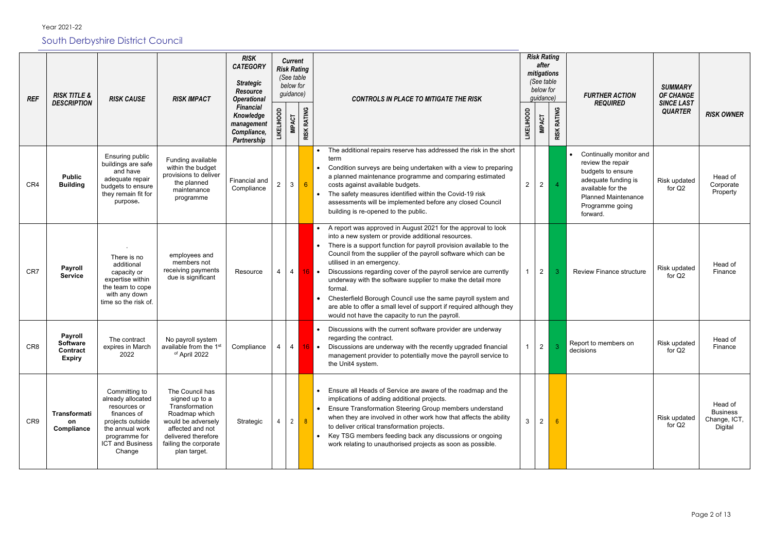Year 2021-22

## South Derbyshire District Council

| REF | RISK TITLE & DESCRIPTION | RISK CAUSE | RISK IMPACT | RISK CATEGORY Strategic Resource Operational Financial Knowledge management Compliance, Partnership | Current Risk Rating (See table below for guidance) | | | CONTROLS IN PLACE TO MITIGATE THE RISK | Risk Rating after mitigations (See table below for guidance) | | | FURTHER ACTION REQUIRED | SUMMARY OF CHANGE SINCE LAST QUARTER | RISK OWNER |
|---|---|---|---|---|---|---|---|---|---|---|---|---|---|---|
| | | | | | LIKELIHOOD | IMPACT | RISK RATING | | LIKELIHOOD | IMPACT | RISK RATING | | | |
| CR4 | **Public Building** | Ensuring public buildings are safe and have adequate repair budgets to ensure they remain fit for purpose. | Funding available within the budget provisions to deliver the planned maintenance programme | Financial and Compliance | 2 | 3 | 6 | • The additional repairs reserve has addressed the risk in the short term<br>• Condition surveys are being undertaken with a view to preparing a planned maintenance programme and comparing estimated costs against available budgets.<br>• The safety measures identified within the Covid-19 risk assessments will be implemented before any closed Council building is re-opened to the public. | 2 | 2 | 4 | • Continually monitor and review the repair budgets to ensure adequate funding is available for the Planned Maintenance Programme going forward. | Risk updated for Q2 | Head of Corporate Property |
| CR7 | **Payroll Service** | . There is no additional capacity or expertise within the team to cope with any down time so the risk of. | employees and members not receiving payments due is significant | Resource | 4 | 4 | 16 | • A report was approved in August 2021 for the approval to look into a new system or provide additional resources.<br>• There is a support function for payroll provision available to the Council from the supplier of the payroll software which can be utilised in an emergency.<br>• Discussions regarding cover of the payroll service are currently underway with the software supplier to make the detail more formal.<br>• Chesterfield Borough Council use the same payroll system and are able to offer a small level of support if required although they would not have the capacity to run the payroll. | 1 | 2 | 3 | Review Finance structure | Risk updated for Q2 | Head of Finance |
| CR8 | **Payroll Software Contract Expiry** | The contract expires in March 2022 | No payroll system available from the 1st of April 2022 | Compliance | 4 | 4 | 16 | • Discussions with the current software provider are underway regarding the contract.<br>• Discussions are underway with the recently upgraded financial management provider to potentially move the payroll service to the Unit4 system. | 1 | 2 | 3 | Report to members on decisions | Risk updated for Q2 | Head of Finance |
| CR9 | **Transformation Compliance** | Committing to already allocated resources or finances of projects outside the annual work programme for ICT and Business Change | The Council has signed up to a Transformation Roadmap which would be adversely affected and not delivered therefore failing the corporate plan target. | Strategic | 4 | 2 | 8 | • Ensure all Heads of Service are aware of the roadmap and the implications of adding additional projects.<br>• Ensure Transformation Steering Group members understand when they are involved in other work how that affects the ability to deliver critical transformation projects.<br>• Key TSG members feeding back any discussions or ongoing work relating to unauthorised projects as soon as possible. | 3 | 2 | 6 | | Risk updated for Q2 | Head of Business Change, ICT, Digital |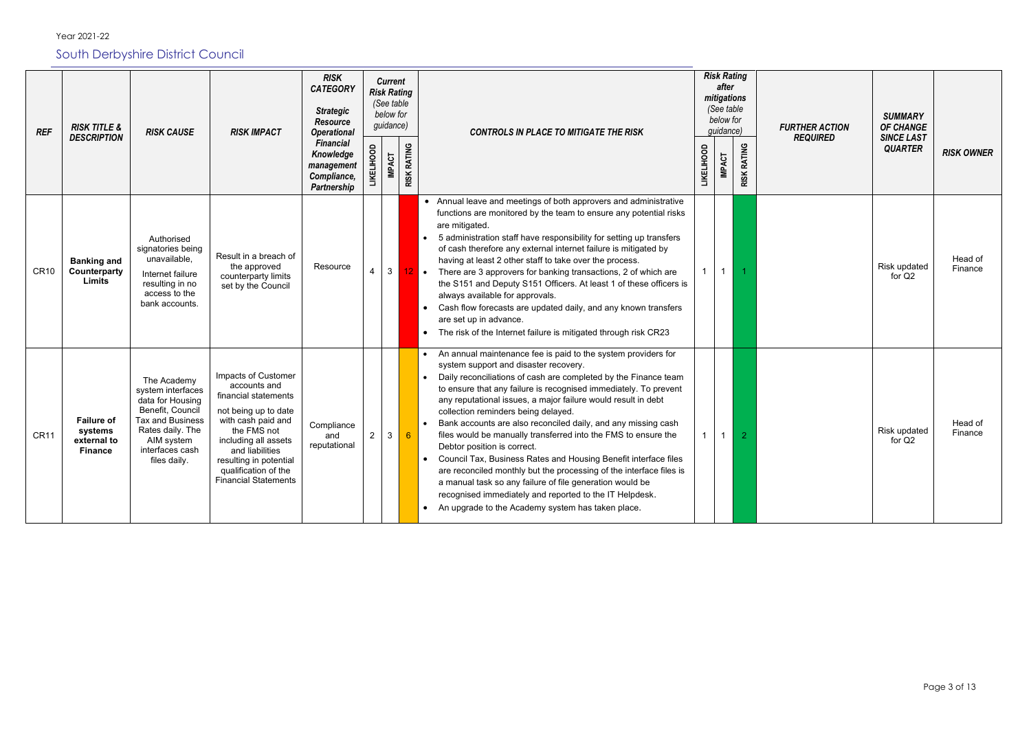Year 2021-22

## South Derbyshire District Council

| REF | RISK TITLE & DESCRIPTION | RISK CAUSE | RISK IMPACT | RISK CATEGORY Strategic Resource Operational Financial Knowledge management Compliance, Partnership | Current Risk Rating (See table below for guidance) | | | CONTROLS IN PLACE TO MITIGATE THE RISK | Risk Rating after mitigations (See table below for guidance) | | | FURTHER ACTION REQUIRED | SUMMARY OF CHANGE SINCE LAST QUARTER | RISK OWNER |
|---|---|---|---|---|---|---|---|---|---|---|---|---|---|---|
| | | | | | LIKELIHOOD | IMPACT | RISK RATING | | LIKELIHOOD | IMPACT | RISK RATING | | | |
| CR10 | **Banking and Counterparty Limits** | Authorised signatories being unavailable, Internet failure resulting in no access to the bank accounts. | Result in a breach of the approved counterparty limits set by the Council | Resource | 4 | 3 | 12 | • Annual leave and meetings of both approvers and administrative functions are monitored by the team to ensure any potential risks are mitigated. • 5 administration staff have responsibility for setting up transfers of cash therefore any external internet failure is mitigated by having at least 2 other staff to take over the process. • There are 3 approvers for banking transactions, 2 of which are the S151 and Deputy S151 Officers. At least 1 of these officers is always available for approvals. • Cash flow forecasts are updated daily, and any known transfers are set up in advance. • The risk of the Internet failure is mitigated through risk CR23 | 1 | 1 | 1 | | Risk updated for Q2 | Head of Finance |
| CR11 | **Failure of systems external to Finance** | The Academy system interfaces data for Housing Benefit, Council Tax and Business Rates daily. The AIM system interfaces cash files daily. | Impacts of Customer accounts and financial statements not being up to date with cash paid and the FMS not including all assets and liabilities resulting in potential qualification of the Financial Statements | Compliance and reputational | 2 | 3 | 6 | • An annual maintenance fee is paid to the system providers for system support and disaster recovery. • Daily reconciliations of cash are completed by the Finance team to ensure that any failure is recognised immediately. To prevent any reputational issues, a major failure would result in debt collection reminders being delayed. • Bank accounts are also reconciled daily, and any missing cash files would be manually transferred into the FMS to ensure the Debtor position is correct. • Council Tax, Business Rates and Housing Benefit interface files are reconciled monthly but the processing of the interface files is a manual task so any failure of file generation would be recognised immediately and reported to the IT Helpdesk. • An upgrade to the Academy system has taken place. | 1 | 1 | 2 | | Risk updated for Q2 | Head of Finance |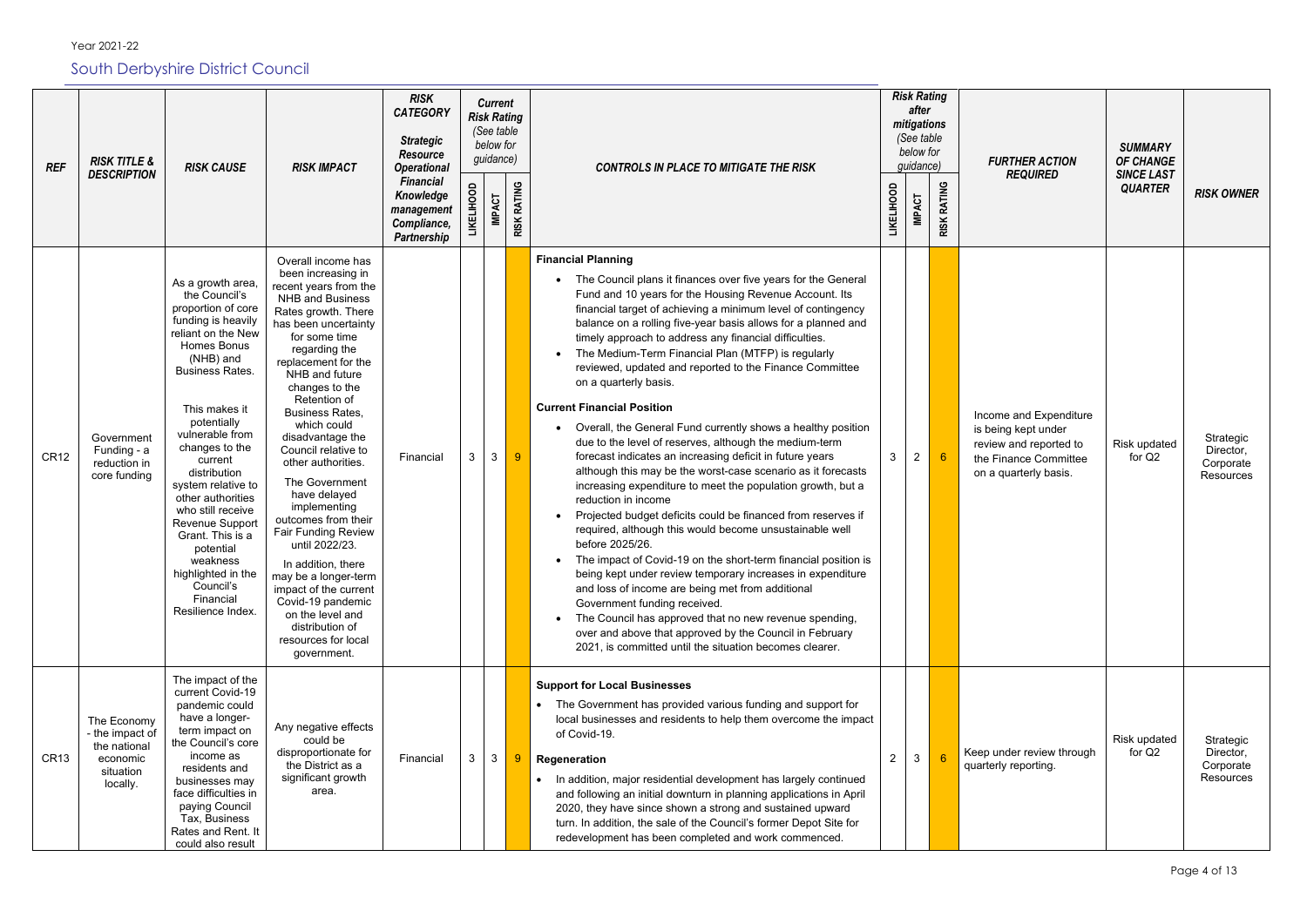Year 2021-22

## South Derbyshire District Council

| REF | RISK TITLE & DESCRIPTION | RISK CAUSE | RISK IMPACT | RISK CATEGORY Strategic Resource Operational Financial Knowledge management Compliance, Partnership | Current Risk Rating (See table below for guidance) | | | CONTROLS IN PLACE TO MITIGATE THE RISK | Risk Rating after mitigations (See table below for guidance) | | | FURTHER ACTION REQUIRED | SUMMARY OF CHANGE SINCE LAST QUARTER | RISK OWNER |
|---|---|---|---|---|---|---|---|---|---|---|---|---|---|---|
| | | | | | LIKELIHOOD | IMPACT | RISK RATING | | LIKELIHOOD | IMPACT | RISK RATING | | | |
| CR12 | Government Funding - a reduction in core funding | As a growth area, the Council's proportion of core funding is heavily reliant on the New Homes Bonus (NHB) and Business Rates.<br><br>This makes it potentially vulnerable from changes to the current distribution system relative to other authorities who still receive Revenue Support Grant. This is a potential weakness highlighted in the Council's Financial Resilience Index. | Overall income has been increasing in recent years from the NHB and Business Rates growth. There has been uncertainty for some time regarding the replacement for the NHB and future changes to the Retention of Business Rates, which could disadvantage the Council relative to other authorities.<br><br>The Government have delayed implementing outcomes from their Fair Funding Review until 2022/23.<br><br>In addition, there may be a longer-term impact of the current Covid-19 pandemic on the level and distribution of resources for local government. | Financial | 3 | 3 | 9 | **Financial Planning**<br>• The Council plans it finances over five years for the General Fund and 10 years for the Housing Revenue Account. Its financial target of achieving a minimum level of contingency balance on a rolling five-year basis allows for a planned and timely approach to address any financial difficulties.<br>• The Medium-Term Financial Plan (MTFP) is regularly reviewed, updated and reported to the Finance Committee on a quarterly basis.<br><br>**Current Financial Position**<br>• Overall, the General Fund currently shows a healthy position due to the level of reserves, although the medium-term forecast indicates an increasing deficit in future years although this may be the worst-case scenario as it forecasts increasing expenditure to meet the population growth, but a reduction in income<br>• Projected budget deficits could be financed from reserves if required, although this would become unsustainable well before 2025/26.<br>• The impact of Covid-19 on the short-term financial position is being kept under review temporary increases in expenditure and loss of income are being met from additional Government funding received.<br>• The Council has approved that no new revenue spending, over and above that approved by the Council in February 2021, is committed until the situation becomes clearer. | 3 | 2 | 6 | Income and Expenditure is being kept under review and reported to the Finance Committee on a quarterly basis. | Risk updated for Q2 | Strategic Director, Corporate Resources |
| CR13 | The Economy - the impact of the national economic situation locally. | The impact of the current Covid-19 pandemic could have a longer-term impact on the Council's core income as residents and businesses may face difficulties in paying Council Tax, Business Rates and Rent. It could also result | Any negative effects could be disproportionate for the District as a significant growth area. | Financial | 3 | 3 | 9 | **Support for Local Businesses**<br>• The Government has provided various funding and support for local businesses and residents to help them overcome the impact of Covid-19.<br><br>**Regeneration**<br>• In addition, major residential development has largely continued and following an initial downturn in planning applications in April 2020, they have since shown a strong and sustained upward turn. In addition, the sale of the Council's former Depot Site for redevelopment has been completed and work commenced. | 2 | 3 | 6 | Keep under review through quarterly reporting. | Risk updated for Q2 | Strategic Director, Corporate Resources |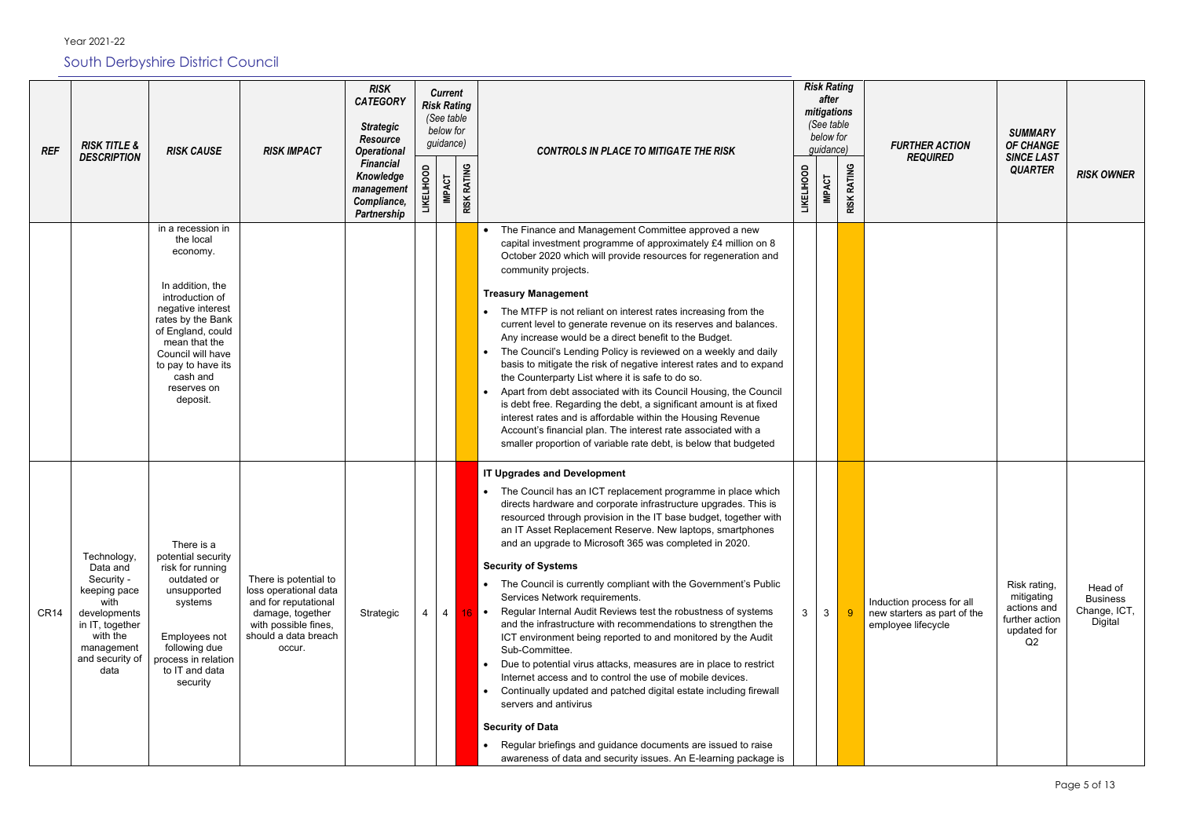Year 2021-22

## South Derbyshire District Council

| REF | RISK TITLE & DESCRIPTION | RISK CAUSE | RISK IMPACT | RISK CATEGORY Strategic Resource Operational Financial Knowledge management Compliance, Partnership | Current Risk Rating (See table below for guidance) | | | CONTROLS IN PLACE TO MITIGATE THE RISK | Risk Rating after mitigations (See table below for guidance) | | | FURTHER ACTION REQUIRED | SUMMARY OF CHANGE SINCE LAST QUARTER | RISK OWNER |
|---|---|---|---|---|---|---|---|---|---|---|---|---|---|---|
| | | | | | LIKELIHOOD | IMPACT | RISK RATING | | LIKELIHOOD | IMPACT | RISK RATING | | | |
| | | in a recession in the local economy.<br><br>In addition, the introduction of negative interest rates by the Bank of England, could mean that the Council will have to pay to have its cash and reserves on deposit. | | | | | | • The Finance and Management Committee approved a new capital investment programme of approximately £4 million on 8 October 2020 which will provide resources for regeneration and community projects.<br><br>**Treasury Management**<br>• The MTFP is not reliant on interest rates increasing from the current level to generate revenue on its reserves and balances. Any increase would be a direct benefit to the Budget.<br>• The Council's Lending Policy is reviewed on a weekly and daily basis to mitigate the risk of negative interest rates and to expand the Counterparty List where it is safe to do so.<br>• Apart from debt associated with its Council Housing, the Council is debt free. Regarding the debt, a significant amount is at fixed interest rates and is affordable within the Housing Revenue Account's financial plan. The interest rate associated with a smaller proportion of variable rate debt, is below that budgeted | | | | | | |
| CR14 | Technology, Data and Security - keeping pace with developments in IT, together with the management and security of data | There is a potential security risk for running outdated or unsupported systems<br><br>Employees not following due process in relation to IT and data security | There is potential to loss operational data and for reputational damage, together with possible fines, should a data breach occur. | Strategic | 4 | 4 | 16 | **IT Upgrades and Development**<br>• The Council has an ICT replacement programme in place which directs hardware and corporate infrastructure upgrades. This is resourced through provision in the IT base budget, together with an IT Asset Replacement Reserve. New laptops, smartphones and an upgrade to Microsoft 365 was completed in 2020.<br><br>**Security of Systems**<br>• The Council is currently compliant with the Government's Public Services Network requirements.<br>• Regular Internal Audit Reviews test the robustness of systems and the infrastructure with recommendations to strengthen the ICT environment being reported to and monitored by the Audit Sub-Committee.<br>• Due to potential virus attacks, measures are in place to restrict Internet access and to control the use of mobile devices.<br>• Continually updated and patched digital estate including firewall servers and antivirus<br><br>**Security of Data**<br>• Regular briefings and guidance documents are issued to raise awareness of data and security issues. An E-learning package is | 3 | 3 | 9 | Induction process for all new starters as part of the employee lifecycle | Risk rating, mitigating actions and further action updated for Q2 | Head of Business Change, ICT, Digital |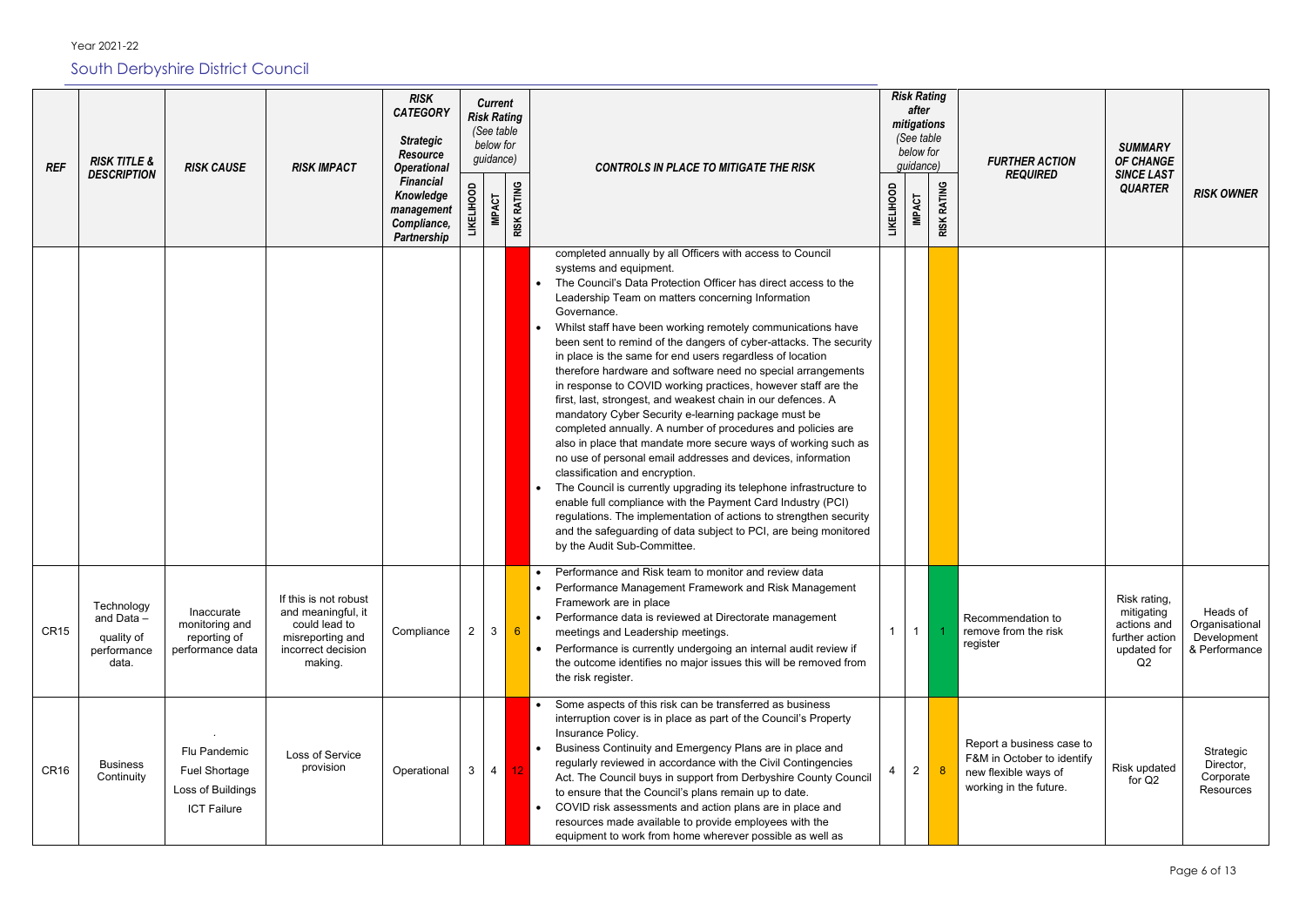Year 2021-22

## South Derbyshire District Council

| REF | RISK TITLE & DESCRIPTION | RISK CAUSE | RISK IMPACT | RISK CATEGORY Strategic Resource Operational Financial Knowledge management Compliance, Partnership | Current Risk Rating (See table below for guidance) | | | CONTROLS IN PLACE TO MITIGATE THE RISK | Risk Rating after mitigations (See table below for guidance) | | | FURTHER ACTION REQUIRED | SUMMARY OF CHANGE SINCE LAST QUARTER | RISK OWNER |
|---|---|---|---|---|---|---|---|---|---|---|---|---|---|---|
| | | | | | LIKELIHOOD | IMPACT | RISK RATING | | LIKELIHOOD | IMPACT | RISK RATING | | | |
| | | | | | | | | completed annually by all Officers with access to Council systems and equipment.<br>• The Council's Data Protection Officer has direct access to the Leadership Team on matters concerning Information Governance.<br>• Whilst staff have been working remotely communications have been sent to remind of the dangers of cyber-attacks. The security in place is the same for end users regardless of location therefore hardware and software need no special arrangements in response to COVID working practices, however staff are the first, last, strongest, and weakest chain in our defences. A mandatory Cyber Security e-learning package must be completed annually. A number of procedures and policies are also in place that mandate more secure ways of working such as no use of personal email addresses and devices, information classification and encryption.<br>• The Council is currently upgrading its telephone infrastructure to enable full compliance with the Payment Card Industry (PCI) regulations. The implementation of actions to strengthen security and the safeguarding of data subject to PCI, are being monitored by the Audit Sub-Committee. | | | | | | |
| CR15 | Technology and Data – quality of performance data. | Inaccurate monitoring and reporting of performance data | If this is not robust and meaningful, it could lead to misreporting and incorrect decision making. | Compliance | 2 | 3 | 6 | • Performance and Risk team to monitor and review data<br>• Performance Management Framework and Risk Management Framework are in place<br>• Performance data is reviewed at Directorate management meetings and Leadership meetings.<br>• Performance is currently undergoing an internal audit review if the outcome identifies no major issues this will be removed from the risk register. | 1 | 1 | 1 | Recommendation to remove from the risk register | Risk rating, mitigating actions and further action updated for Q2 | Heads of Organisational Development & Performance |
| CR16 | Business Continuity | .<br>Flu Pandemic<br>Fuel Shortage<br>Loss of Buildings<br>ICT Failure | Loss of Service provision | Operational | 3 | 4 | 12 | • Some aspects of this risk can be transferred as business interruption cover is in place as part of the Council's Property Insurance Policy.<br>• Business Continuity and Emergency Plans are in place and regularly reviewed in accordance with the Civil Contingencies Act. The Council buys in support from Derbyshire County Council to ensure that the Council's plans remain up to date.<br>• COVID risk assessments and action plans are in place and resources made available to provide employees with the equipment to work from home wherever possible as well as | 4 | 2 | 8 | Report a business case to F&M in October to identify new flexible ways of working in the future. | Risk updated for Q2 | Strategic Director, Corporate Resources |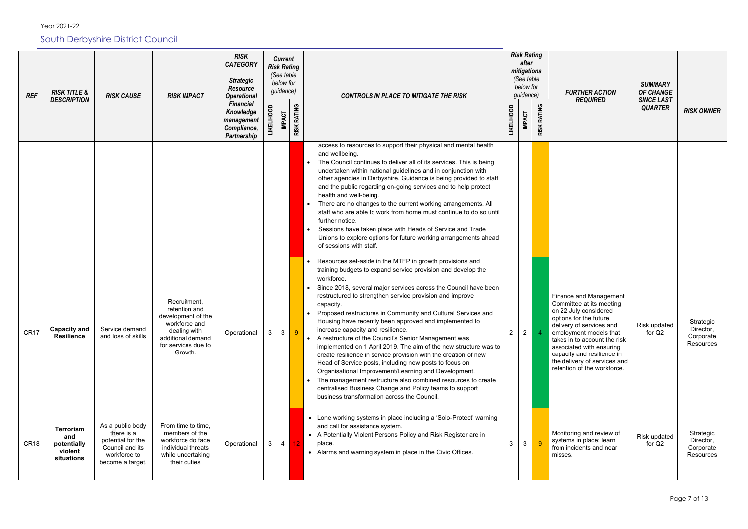Year 2021-22

## South Derbyshire District Council

| REF | RISK TITLE & DESCRIPTION | RISK CAUSE | RISK IMPACT | RISK CATEGORY Strategic Resource Operational Financial Knowledge management Compliance, Partnership | Current Risk Rating (See table below for guidance) | | | CONTROLS IN PLACE TO MITIGATE THE RISK | Risk Rating after mitigations (See table below for guidance) | | | FURTHER ACTION REQUIRED | SUMMARY OF CHANGE SINCE LAST QUARTER | RISK OWNER |
|---|---|---|---|---|---|---|---|---|---|---|---|---|---|---|
| | | | | | LIKELIHOOD | IMPACT | RISK RATING | | LIKELIHOOD | IMPACT | RISK RATING | | | |
| | | | | | | | | access to resources to support their physical and mental health and wellbeing.<br>• The Council continues to deliver all of its services. This is being undertaken within national guidelines and in conjunction with other agencies in Derbyshire. Guidance is being provided to staff and the public regarding on-going services and to help protect health and well-being.<br>• There are no changes to the current working arrangements. All staff who are able to work from home must continue to do so until further notice.<br>• Sessions have taken place with Heads of Service and Trade Unions to explore options for future working arrangements ahead of sessions with staff. | | | | | | |
| CR17 | **Capacity and Resilience** | Service demand and loss of skills | Recruitment, retention and development of the workforce and dealing with additional demand for services due to Growth. | Operational | 3 | 3 | 9 | • Resources set-aside in the MTFP in growth provisions and training budgets to expand service provision and develop the workforce.<br>• Since 2018, several major services across the Council have been restructured to strengthen service provision and improve capacity.<br>• Proposed restructures in Community and Cultural Services and Housing have recently been approved and implemented to increase capacity and resilience.<br>• A restructure of the Council's Senior Management was implemented on 1 April 2019. The aim of the new structure was to create resilience in service provision with the creation of new Head of Service posts, including new posts to focus on Organisational Improvement/Learning and Development.<br>• The management restructure also combined resources to create centralised Business Change and Policy teams to support business transformation across the Council. | 2 | 2 | 4 | Finance and Management Committee at its meeting on 22 July considered options for the future delivery of services and employment models that takes in to account the risk associated with ensuring capacity and resilience in the delivery of services and retention of the workforce. | Risk updated for Q2 | Strategic Director, Corporate Resources |
| CR18 | **Terrorism and potentially violent situations** | As a public body there is a potential for the Council and its workforce to become a target. | From time to time, members of the workforce do face individual threats while undertaking their duties | Operational | 3 | 4 | 12 | • Lone working systems in place including a 'Solo-Protect' warning and call for assistance system.<br>• A Potentially Violent Persons Policy and Risk Register are in place.<br>• Alarms and warning system in place in the Civic Offices. | 3 | 3 | 9 | Monitoring and review of systems in place; learn from incidents and near misses. | Risk updated for Q2 | Strategic Director, Corporate Resources |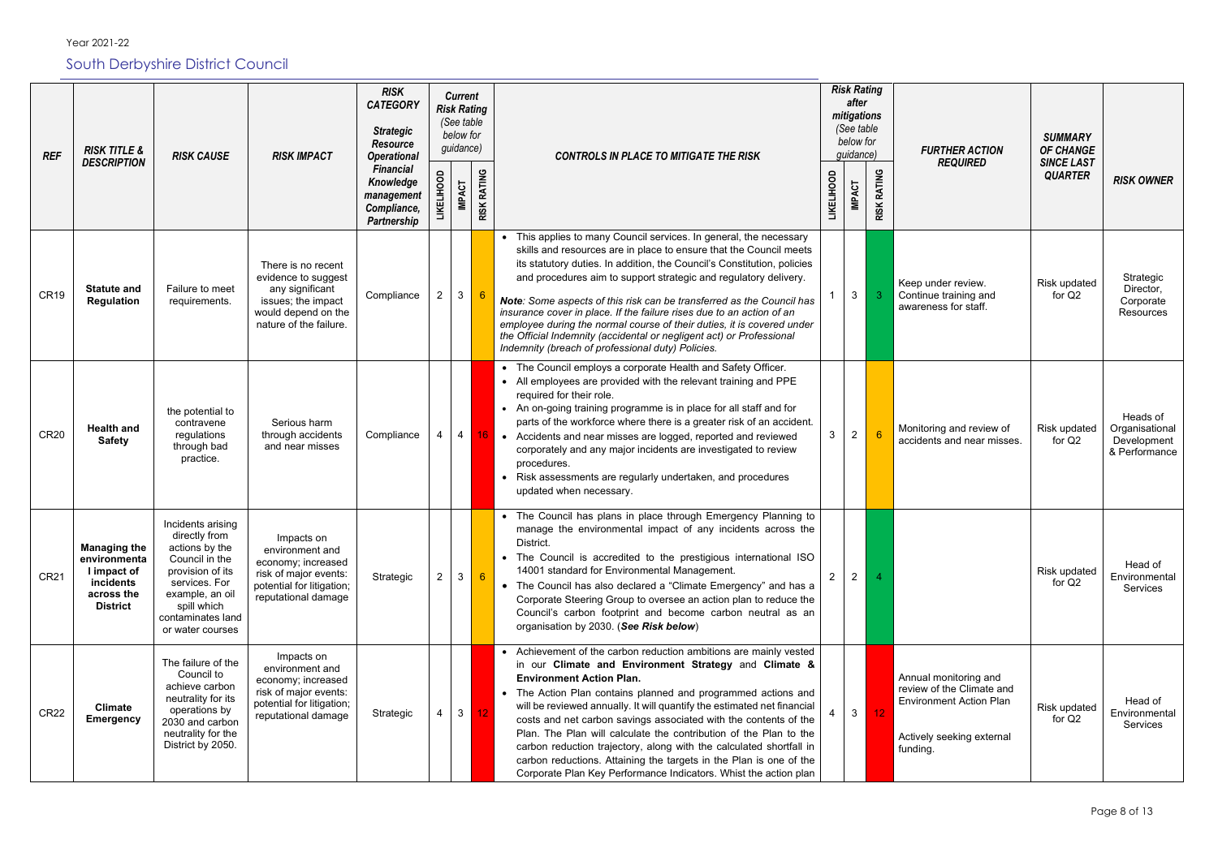Year 2021-22

## South Derbyshire District Council

| REF | RISK TITLE & DESCRIPTION | RISK CAUSE | RISK IMPACT | RISK CATEGORY Strategic Resource Operational Financial Knowledge management Compliance, Partnership | Current Risk Rating (See table below for guidance) | | | CONTROLS IN PLACE TO MITIGATE THE RISK | Risk Rating after mitigations (See table below for guidance) | | | FURTHER ACTION REQUIRED | SUMMARY OF CHANGE SINCE LAST QUARTER | RISK OWNER |
|---|---|---|---|---|---|---|---|---|---|---|---|---|---|---|
| | | | | | LIKELIHOOD | IMPACT | RISK RATING | | LIKELIHOOD | IMPACT | RISK RATING | | | |
| CR19 | **Statute and Regulation** | Failure to meet requirements. | There is no recent evidence to suggest any significant issues; the impact would depend on the nature of the failure. | Compliance | 2 | 3 | 6 | • This applies to many Council services. In general, the necessary skills and resources are in place to ensure that the Council meets its statutory duties. In addition, the Council's Constitution, policies and procedures aim to support strategic and regulatory delivery.<br><br>***Note****: Some aspects of this risk can be transferred as the Council has insurance cover in place. If the failure rises due to an action of an employee during the normal course of their duties, it is covered under the Official Indemnity (accidental or negligent act) or Professional Indemnity (breach of professional duty) Policies.* | 1 | 3 | 3 | Keep under review. Continue training and awareness for staff. | Risk updated for Q2 | Strategic Director, Corporate Resources |
| CR20 | **Health and Safety** | the potential to contravene regulations through bad practice. | Serious harm through accidents and near misses | Compliance | 4 | 4 | 16 | • The Council employs a corporate Health and Safety Officer.<br>• All employees are provided with the relevant training and PPE required for their role.<br>• An on-going training programme is in place for all staff and for parts of the workforce where there is a greater risk of an accident.<br>• Accidents and near misses are logged, reported and reviewed corporately and any major incidents are investigated to review procedures.<br>• Risk assessments are regularly undertaken, and procedures updated when necessary. | 3 | 2 | 6 | Monitoring and review of accidents and near misses. | Risk updated for Q2 | Heads of Organisational Development & Performance |
| CR21 | **Managing the environmental impact of incidents across the District** | Incidents arising directly from actions by the Council in the provision of its services. For example, an oil spill which contaminates land or water courses | Impacts on environment and economy; increased risk of major events: potential for litigation; reputational damage | Strategic | 2 | 3 | 6 | • The Council has plans in place through Emergency Planning to manage the environmental impact of any incidents across the District.<br>• The Council is accredited to the prestigious international ISO 14001 standard for Environmental Management.<br>• The Council has also declared a "Climate Emergency" and has a Corporate Steering Group to oversee an action plan to reduce the Council's carbon footprint and become carbon neutral as an organisation by 2030. (***See Risk below***) | 2 | 2 | 4 | | Risk updated for Q2 | Head of Environmental Services |
| CR22 | **Climate Emergency** | The failure of the Council to achieve carbon neutrality for its operations by 2030 and carbon neutrality for the District by 2050. | Impacts on environment and economy; increased risk of major events: potential for litigation; reputational damage | Strategic | 4 | 3 | 12 | • Achievement of the carbon reduction ambitions are mainly vested in our **Climate and Environment Strategy** and **Climate & Environment Action Plan.**<br>• The Action Plan contains planned and programmed actions and will be reviewed annually. It will quantify the estimated net financial costs and net carbon savings associated with the contents of the Plan. The Plan will calculate the contribution of the Plan to the carbon reduction trajectory, along with the calculated shortfall in carbon reductions. Attaining the targets in the Plan is one of the Corporate Plan Key Performance Indicators. Whist the action plan | 4 | 3 | 12 | Annual monitoring and review of the Climate and Environment Action Plan<br><br>Actively seeking external funding. | Risk updated for Q2 | Head of Environmental Services |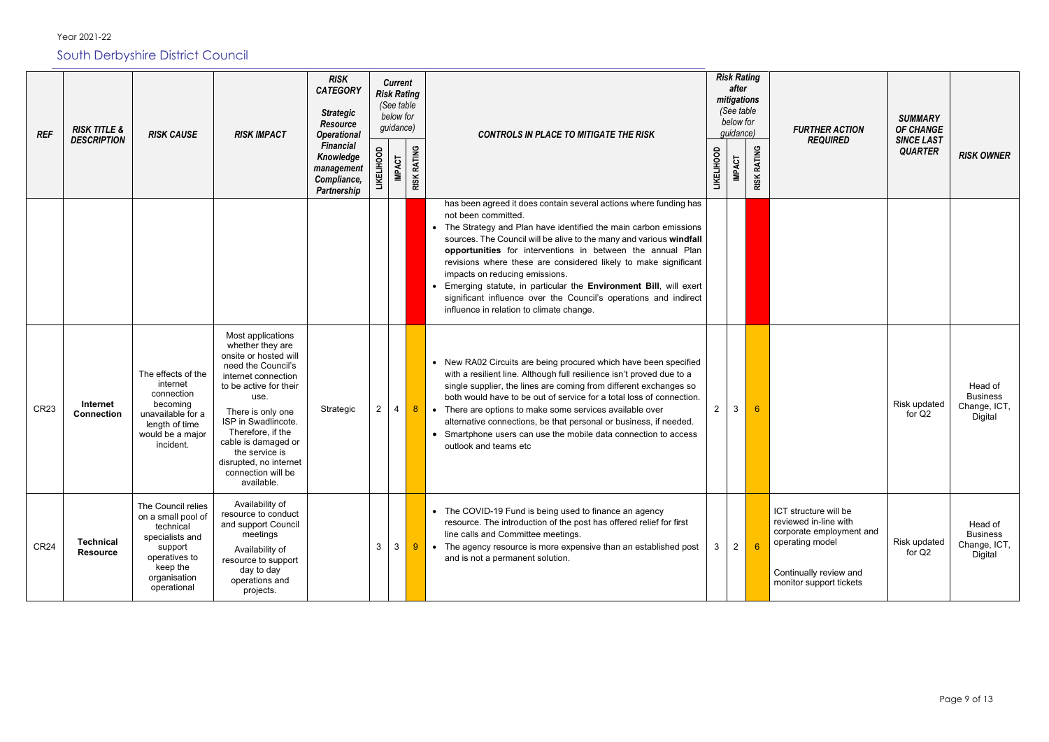Year 2021-22

## South Derbyshire District Council

| REF | RISK TITLE & DESCRIPTION | RISK CAUSE | RISK IMPACT | RISK CATEGORY Strategic Resource Operational Financial Knowledge management Compliance, Partnership | Current Risk Rating (See table below for guidance) | | | CONTROLS IN PLACE TO MITIGATE THE RISK | Risk Rating after mitigations (See table below for guidance) | | | FURTHER ACTION REQUIRED | SUMMARY OF CHANGE SINCE LAST QUARTER | RISK OWNER |
|---|---|---|---|---|---|---|---|---|---|---|---|---|---|---|
| | | | | | LIKELIHOOD | IMPACT | RISK RATING | | LIKELIHOOD | IMPACT | RISK RATING | | | |
| | | | | | | | | has been agreed it does contain several actions where funding has not been committed.<br>• The Strategy and Plan have identified the main carbon emissions sources. The Council will be alive to the many and various **windfall opportunities** for interventions in between the annual Plan revisions where these are considered likely to make significant impacts on reducing emissions.<br>• Emerging statute, in particular the **Environment Bill**, will exert significant influence over the Council's operations and indirect influence in relation to climate change. | | | | | | |
| CR23 | **Internet Connection** | The effects of the internet connection becoming unavailable for a length of time would be a major incident. | Most applications whether they are onsite or hosted will need the Council's internet connection to be active for their use.<br>There is only one ISP in Swadlincote. Therefore, if the cable is damaged or the service is disrupted, no internet connection will be available. | Strategic | 2 | 4 | 8 | • New RA02 Circuits are being procured which have been specified with a resilient line. Although full resilience isn't proved due to a single supplier, the lines are coming from different exchanges so both would have to be out of service for a total loss of connection.<br>• There are options to make some services available over alternative connections, be that personal or business, if needed.<br>• Smartphone users can use the mobile data connection to access outlook and teams etc | 2 | 3 | 6 | | Risk updated for Q2 | Head of Business Change, ICT, Digital |
| CR24 | **Technical Resource** | The Council relies on a small pool of technical specialists and support operatives to keep the organisation operational | Availability of resource to conduct and support Council meetings<br>Availability of resource to support day to day operations and projects. | | 3 | 3 | 9 | • The COVID-19 Fund is being used to finance an agency resource. The introduction of the post has offered relief for first line calls and Committee meetings.<br>• The agency resource is more expensive than an established post and is not a permanent solution. | 3 | 2 | 6 | ICT structure will be reviewed in-line with corporate employment and operating model<br><br>Continually review and monitor support tickets | Risk updated for Q2 | Head of Business Change, ICT, Digital |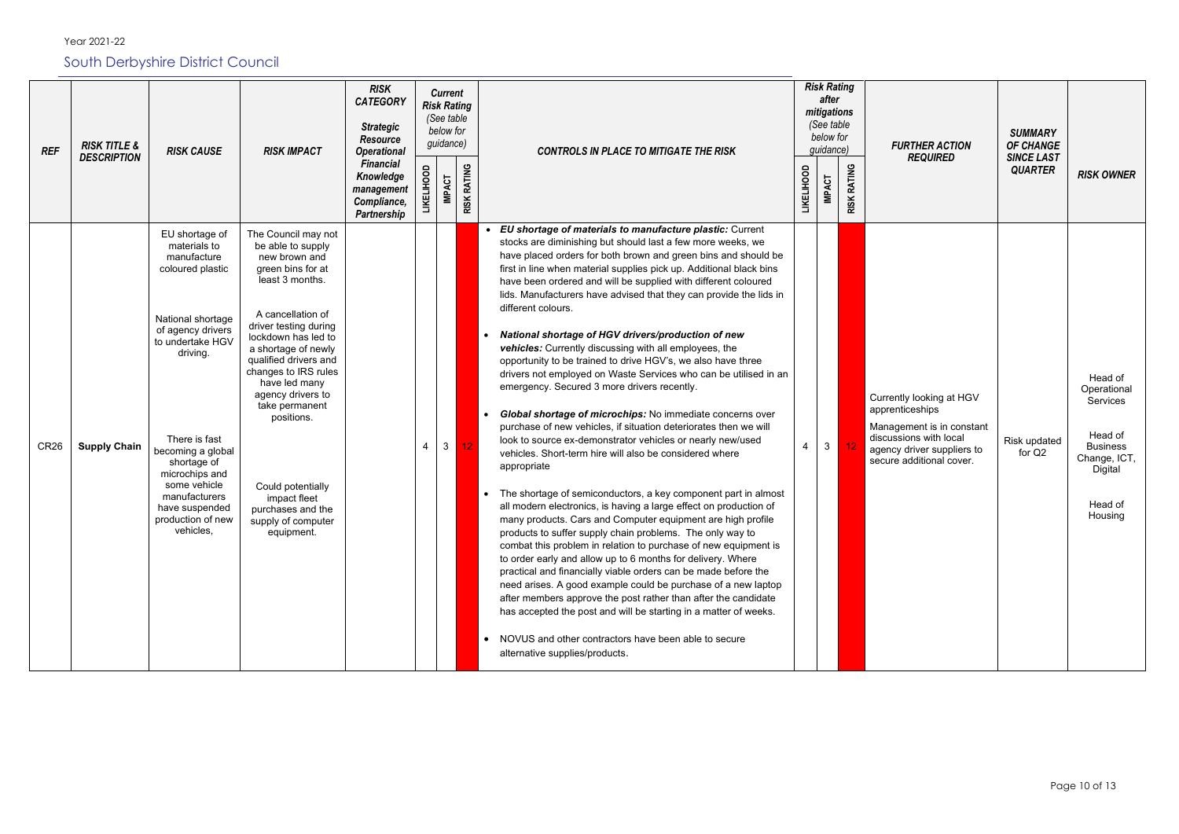Year 2021-22

## South Derbyshire District Council

| REF | RISK TITLE & DESCRIPTION | RISK CAUSE | RISK IMPACT | RISK CATEGORY Strategic Resource Operational Financial Knowledge management Compliance, Partnership | Current Risk Rating (See table below for guidance) | | | CONTROLS IN PLACE TO MITIGATE THE RISK | Risk Rating after mitigations (See table below for guidance) | | | FURTHER ACTION REQUIRED | SUMMARY OF CHANGE SINCE LAST QUARTER | RISK OWNER |
|---|---|---|---|---|---|---|---|---|---|---|---|---|---|---|
| | | | | | LIKELIHOOD | IMPACT | RISK RATING | | LIKELIHOOD | IMPACT | RISK RATING | | | |
| CR26 | **Supply Chain** | EU shortage of materials to manufacture coloured plastic<br><br>National shortage of agency drivers to undertake HGV driving.<br><br>There is fast becoming a global shortage of microchips and some vehicle manufacturers have suspended production of new vehicles, | The Council may not be able to supply new brown and green bins for at least 3 months.<br><br>A cancellation of driver testing during lockdown has led to a shortage of newly qualified drivers and changes to IRS rules have led many agency drivers to take permanent positions.<br><br>Could potentially impact fleet purchases and the supply of computer equipment. | | 4 | 3 | 12 | • ***EU shortage of materials to manufacture plastic:*** Current stocks are diminishing but should last a few more weeks, we have placed orders for both brown and green bins and should be first in line when material supplies pick up. Additional black bins have been ordered and will be supplied with different coloured lids. Manufacturers have advised that they can provide the lids in different colours.<br><br>• ***National shortage of HGV drivers/production of new vehicles:*** Currently discussing with all employees, the opportunity to be trained to drive HGV's, we also have three drivers not employed on Waste Services who can be utilised in an emergency. Secured 3 more drivers recently.<br><br>• ***Global shortage of microchips:*** No immediate concerns over purchase of new vehicles, if situation deteriorates then we will look to source ex-demonstrator vehicles or nearly new/used vehicles. Short-term hire will also be considered where appropriate<br><br>• The shortage of semiconductors, a key component part in almost all modern electronics, is having a large effect on production of many products. Cars and Computer equipment are high profile products to suffer supply chain problems. The only way to combat this problem in relation to purchase of new equipment is to order early and allow up to 6 months for delivery. Where practical and financially viable orders can be made before the need arises. A good example could be purchase of a new laptop after members approve the post rather than after the candidate has accepted the post and will be starting in a matter of weeks.<br><br>• NOVUS and other contractors have been able to secure alternative supplies/products. | 4 | 3 | 12 | Currently looking at HGV apprenticeships<br><br>Management is in constant discussions with local agency driver suppliers to secure additional cover. | Risk updated for Q2 | Head of Operational Services<br><br>Head of Business Change, ICT, Digital<br><br>Head of Housing |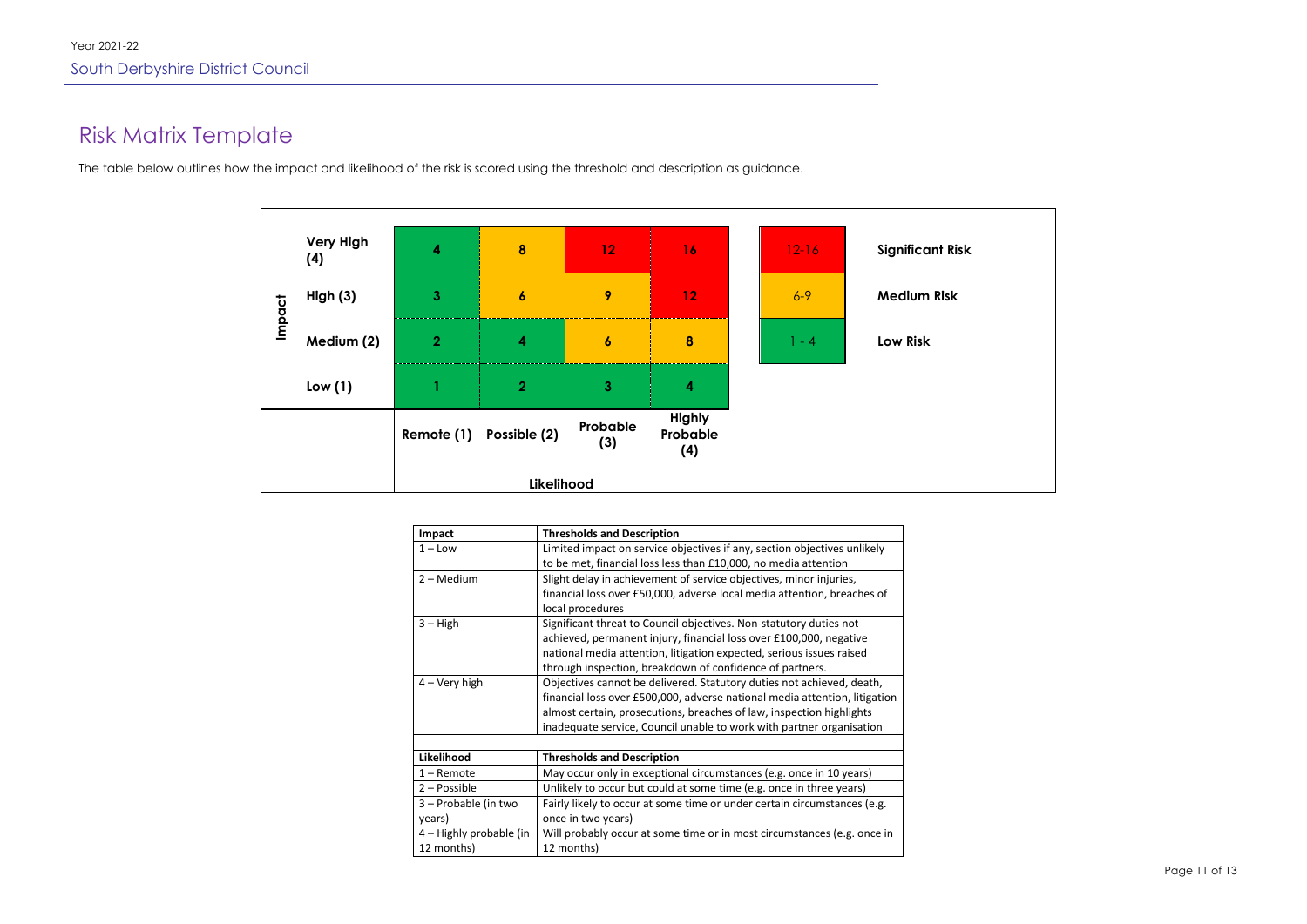# Risk Matrix Template

The table below outlines how the impact and likelihood of the risk is scored using the threshold and description as guidance.

| Impact | | Remote (1) | Possible (2) | Probable (3) | Highly Probable (4) |
|---|---|---|---|---|---|
| Impact | Very High (4) | 4 | 8 | 12 | 16 |
| | High (3) | 3 | 6 | 9 | 12 |
| | Medium (2) | 2 | 4 | 6 | 8 |
| | Low (1) | 1 | 2 | 3 | 4 |
| | | Likelihood | | | |

| Score | Risk |
|---|---|
| 12-16 | Significant Risk |
| 6-9 | Medium Risk |
| 1 - 4 | Low Risk |

| Impact | Thresholds and Description |
|---|---|
| 1 – Low | Limited impact on service objectives if any, section objectives unlikely to be met, financial loss less than £10,000, no media attention |
| 2 – Medium | Slight delay in achievement of service objectives, minor injuries, financial loss over £50,000, adverse local media attention, breaches of local procedures |
| 3 – High | Significant threat to Council objectives. Non-statutory duties not achieved, permanent injury, financial loss over £100,000, negative national media attention, litigation expected, serious issues raised through inspection, breakdown of confidence of partners. |
| 4 – Very high | Objectives cannot be delivered. Statutory duties not achieved, death, financial loss over £500,000, adverse national media attention, litigation almost certain, prosecutions, breaches of law, inspection highlights inadequate service, Council unable to work with partner organisation |

| Likelihood | Thresholds and Description |
|---|---|
| 1 – Remote | May occur only in exceptional circumstances (e.g. once in 10 years) |
| 2 – Possible | Unlikely to occur but could at some time (e.g. once in three years) |
| 3 – Probable (in two years) | Fairly likely to occur at some time or under certain circumstances (e.g. once in two years) |
| 4 – Highly probable (in 12 months) | Will probably occur at some time or in most circumstances (e.g. once in 12 months) |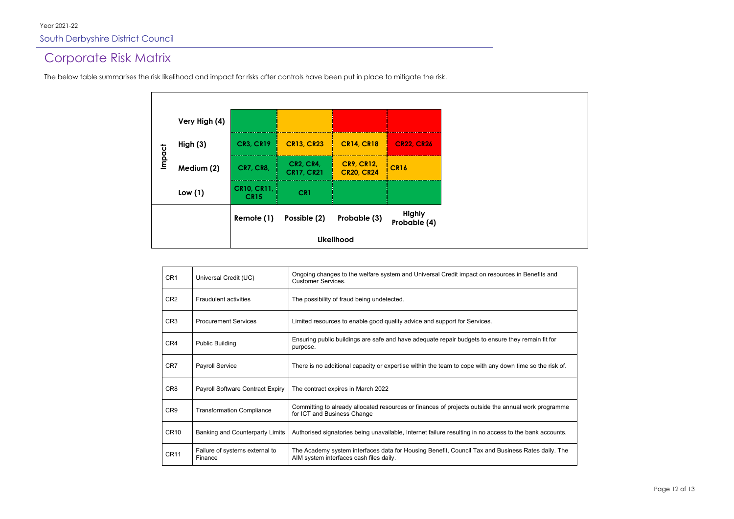Year 2021-22

South Derbyshire District Council

# Corporate Risk Matrix

The below table summarises the risk likelihood and impact for risks after controls have been put in place to mitigate the risk.

| Impact | Remote (1) | Possible (2) | Probable (3) | Highly Probable (4) |
|---|---|---|---|---|
| **Very High (4)** | | | | |
| **High (3)** | CR3, CR19 | CR13, CR23 | CR14, CR18 | CR22, CR26 |
| **Medium (2)** | CR7, CR8, | CR2, CR4, CR17, CR21 | CR9, CR12, CR20, CR24 | CR16 |
| **Low (1)** | CR10, CR11, CR15 | CR1 | | |

**Likelihood**

| | | |
|---|---|---|
| CR1 | Universal Credit (UC) | Ongoing changes to the welfare system and Universal Credit impact on resources in Benefits and Customer Services. |
| CR2 | Fraudulent activities | The possibility of fraud being undetected. |
| CR3 | Procurement Services | Limited resources to enable good quality advice and support for Services. |
| CR4 | Public Building | Ensuring public buildings are safe and have adequate repair budgets to ensure they remain fit for purpose. |
| CR7 | Payroll Service | There is no additional capacity or expertise within the team to cope with any down time so the risk of. |
| CR8 | Payroll Software Contract Expiry | The contract expires in March 2022 |
| CR9 | Transformation Compliance | Committing to already allocated resources or finances of projects outside the annual work programme for ICT and Business Change |
| CR10 | Banking and Counterparty Limits | Authorised signatories being unavailable, Internet failure resulting in no access to the bank accounts. |
| CR11 | Failure of systems external to Finance | The Academy system interfaces data for Housing Benefit, Council Tax and Business Rates daily. The AIM system interfaces cash files daily. |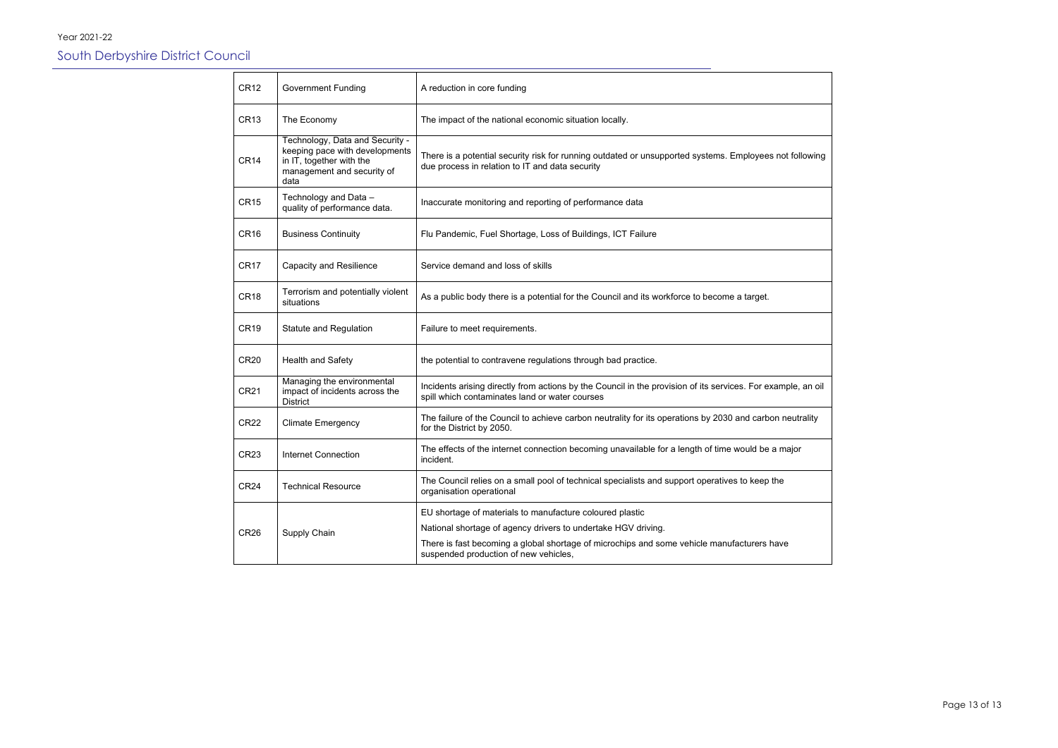| | | |
|---|---|---|
| CR12 | Government Funding | A reduction in core funding |
| CR13 | The Economy | The impact of the national economic situation locally. |
| CR14 | Technology, Data and Security - keeping pace with developments in IT, together with the management and security of data | There is a potential security risk for running outdated or unsupported systems. Employees not following due process in relation to IT and data security |
| CR15 | Technology and Data – quality of performance data. | Inaccurate monitoring and reporting of performance data |
| CR16 | Business Continuity | Flu Pandemic, Fuel Shortage, Loss of Buildings, ICT Failure |
| CR17 | Capacity and Resilience | Service demand and loss of skills |
| CR18 | Terrorism and potentially violent situations | As a public body there is a potential for the Council and its workforce to become a target. |
| CR19 | Statute and Regulation | Failure to meet requirements. |
| CR20 | Health and Safety | the potential to contravene regulations through bad practice. |
| CR21 | Managing the environmental impact of incidents across the District | Incidents arising directly from actions by the Council in the provision of its services. For example, an oil spill which contaminates land or water courses |
| CR22 | Climate Emergency | The failure of the Council to achieve carbon neutrality for its operations by 2030 and carbon neutrality for the District by 2050. |
| CR23 | Internet Connection | The effects of the internet connection becoming unavailable for a length of time would be a major incident. |
| CR24 | Technical Resource | The Council relies on a small pool of technical specialists and support operatives to keep the organisation operational |
| CR26 | Supply Chain | EU shortage of materials to manufacture coloured plastic<br>National shortage of agency drivers to undertake HGV driving.<br>There is fast becoming a global shortage of microchips and some vehicle manufacturers have suspended production of new vehicles, |